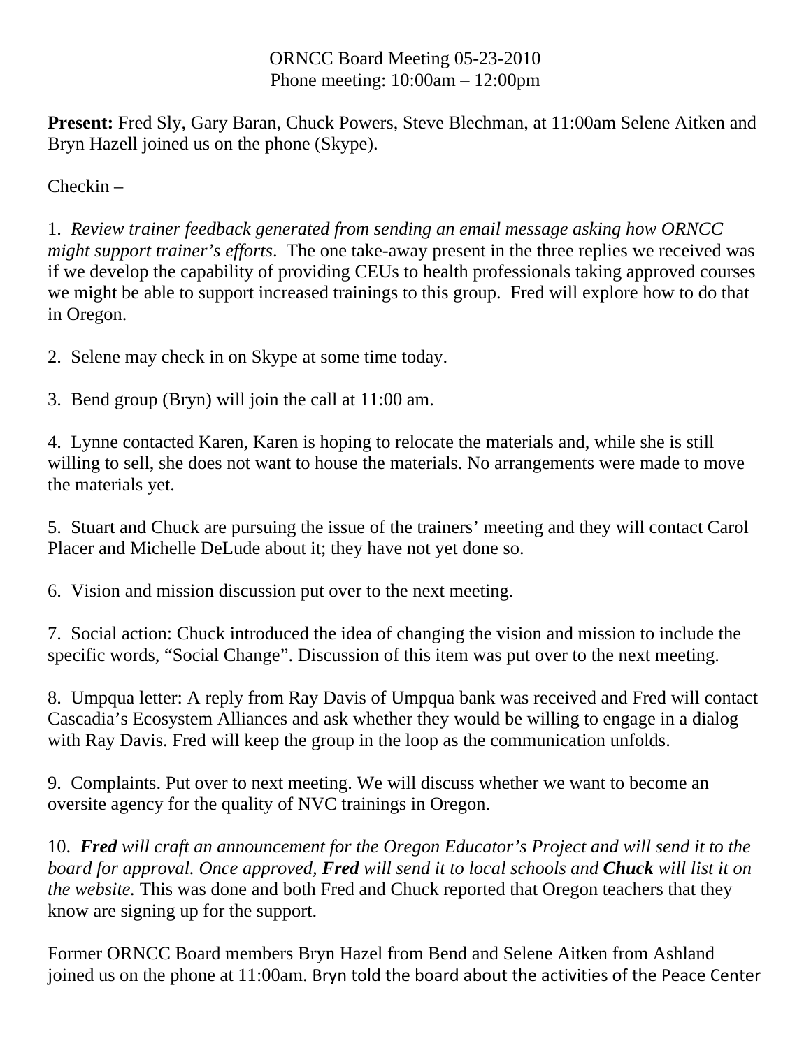ORNCC Board Meeting 05-23-2010
Phone meeting: 10:00am – 12:00pm

**Present:** Fred Sly, Gary Baran, Chuck Powers, Steve Blechman, at 11:00am Selene Aitken and Bryn Hazell joined us on the phone (Skype).

Checkin –

1. *Review trainer feedback generated from sending an email message asking how ORNCC might support trainer's efforts*. The one take-away present in the three replies we received was if we develop the capability of providing CEUs to health professionals taking approved courses we might be able to support increased trainings to this group. Fred will explore how to do that in Oregon.

2. Selene may check in on Skype at some time today.

3. Bend group (Bryn) will join the call at 11:00 am.

4. Lynne contacted Karen, Karen is hoping to relocate the materials and, while she is still willing to sell, she does not want to house the materials. No arrangements were made to move the materials yet.

5. Stuart and Chuck are pursuing the issue of the trainers' meeting and they will contact Carol Placer and Michelle DeLude about it; they have not yet done so.

6. Vision and mission discussion put over to the next meeting.

7. Social action: Chuck introduced the idea of changing the vision and mission to include the specific words, "Social Change". Discussion of this item was put over to the next meeting.

8. Umpqua letter: A reply from Ray Davis of Umpqua bank was received and Fred will contact Cascadia's Ecosystem Alliances and ask whether they would be willing to engage in a dialog with Ray Davis. Fred will keep the group in the loop as the communication unfolds.

9. Complaints. Put over to next meeting. We will discuss whether we want to become an oversite agency for the quality of NVC trainings in Oregon.

10. ***Fred*** *will craft an announcement for the Oregon Educator's Project and will send it to the board for approval. Once approved,* ***Fred*** *will send it to local schools and* ***Chuck*** *will list it on the website.* This was done and both Fred and Chuck reported that Oregon teachers that they know are signing up for the support.

Former ORNCC Board members Bryn Hazel from Bend and Selene Aitken from Ashland joined us on the phone at 11:00am. Bryn told the board about the activities of the Peace Center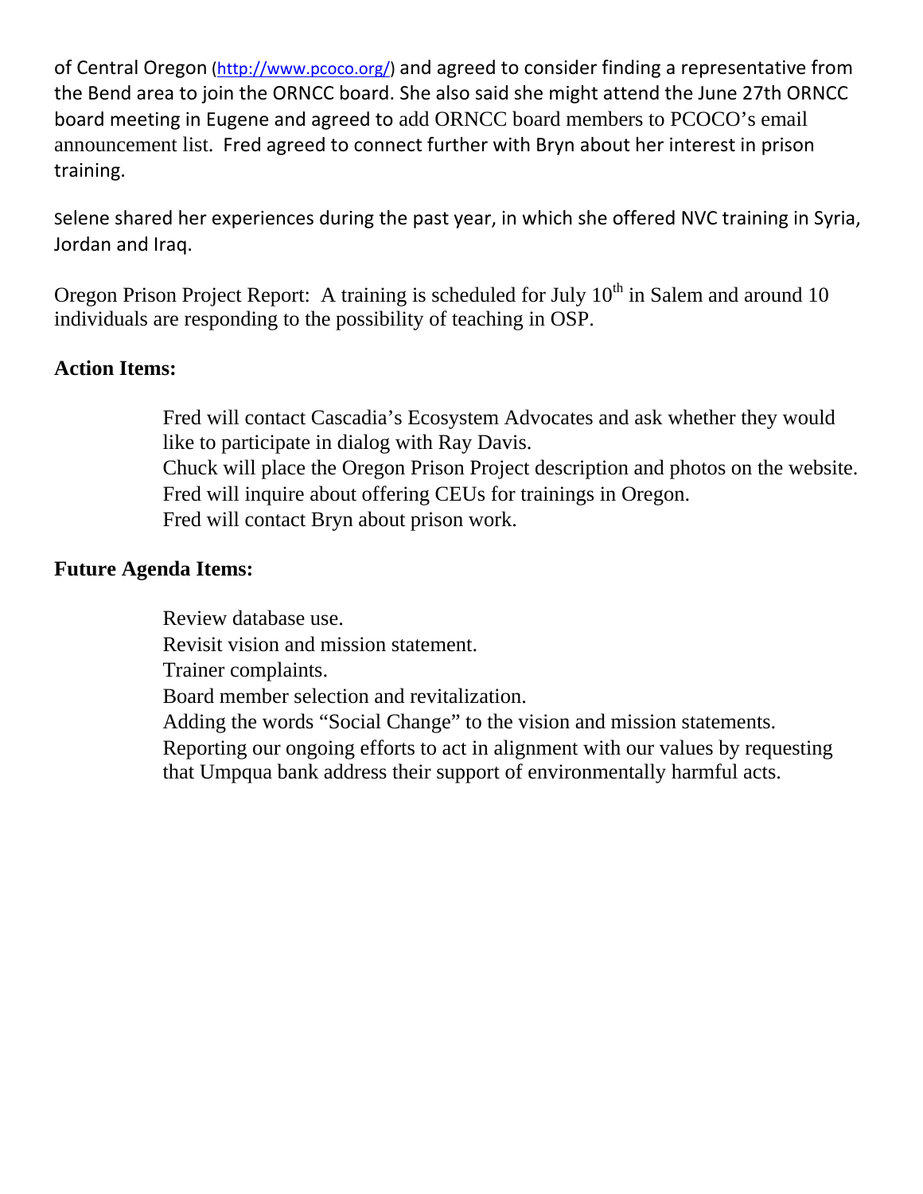of Central Oregon (http://www.pcoco.org/) and agreed to consider finding a representative from the Bend area to join the ORNCC board. She also said she might attend the June 27th ORNCC board meeting in Eugene and agreed to add ORNCC board members to PCOCO's email announcement list. Fred agreed to connect further with Bryn about her interest in prison training.

Selene shared her experiences during the past year, in which she offered NVC training in Syria, Jordan and Iraq.

Oregon Prison Project Report: A training is scheduled for July 10th in Salem and around 10 individuals are responding to the possibility of teaching in OSP.

**Action Items:**

Fred will contact Cascadia's Ecosystem Advocates and ask whether they would like to participate in dialog with Ray Davis.
Chuck will place the Oregon Prison Project description and photos on the website.
Fred will inquire about offering CEUs for trainings in Oregon.
Fred will contact Bryn about prison work.

**Future Agenda Items:**

Review database use.
Revisit vision and mission statement.
Trainer complaints.
Board member selection and revitalization.
Adding the words "Social Change" to the vision and mission statements.
Reporting our ongoing efforts to act in alignment with our values by requesting that Umpqua bank address their support of environmentally harmful acts.